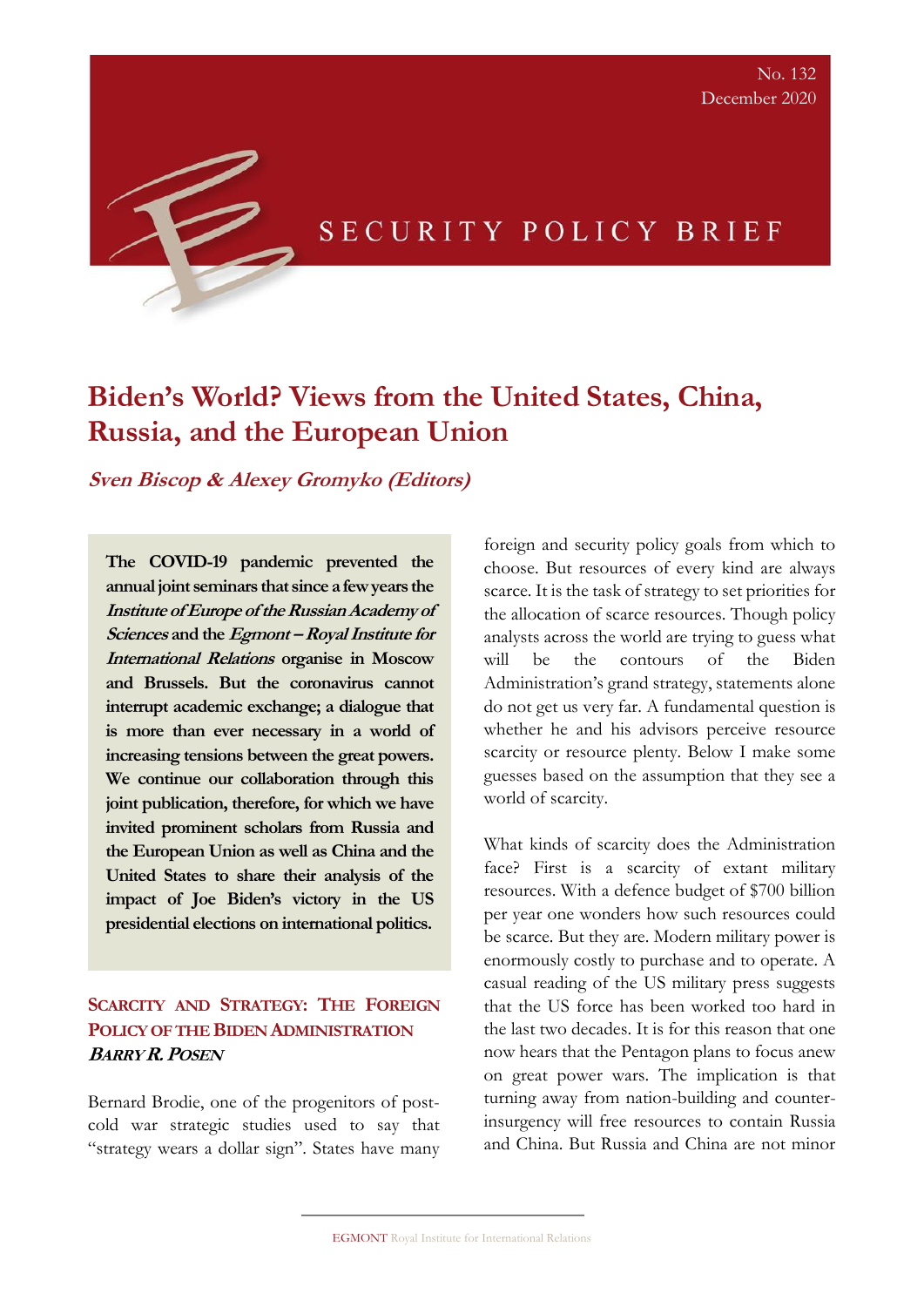No. 132
December 2020

SECURITY POLICY BRIEF

# Biden's World? Views from the United States, China, Russia, and the European Union

***Sven Biscop & Alexey Gromyko (Editors)***

**The COVID-19 pandemic prevented the annual joint seminars that since a few years the *Institute of Europe of the Russian Academy of Sciences* and the *Egmont – Royal Institute for International Relations* organise in Moscow and Brussels. But the coronavirus cannot interrupt academic exchange; a dialogue that is more than ever necessary in a world of increasing tensions between the great powers. We continue our collaboration through this joint publication, therefore, for which we have invited prominent scholars from Russia and the European Union as well as China and the United States to share their analysis of the impact of Joe Biden's victory in the US presidential elections on international politics.**

## Scarcity and Strategy: The Foreign Policy of the Biden Administration

***Barry R. Posen***

Bernard Brodie, one of the progenitors of post-cold war strategic studies used to say that "strategy wears a dollar sign". States have many foreign and security policy goals from which to choose. But resources of every kind are always scarce. It is the task of strategy to set priorities for the allocation of scarce resources. Though policy analysts across the world are trying to guess what will be the contours of the Biden Administration's grand strategy, statements alone do not get us very far. A fundamental question is whether he and his advisors perceive resource scarcity or resource plenty. Below I make some guesses based on the assumption that they see a world of scarcity.

What kinds of scarcity does the Administration face? First is a scarcity of extant military resources. With a defence budget of $700 billion per year one wonders how such resources could be scarce. But they are. Modern military power is enormously costly to purchase and to operate. A casual reading of the US military press suggests that the US force has been worked too hard in the last two decades. It is for this reason that one now hears that the Pentagon plans to focus anew on great power wars. The implication is that turning away from nation-building and counter-insurgency will free resources to contain Russia and China. But Russia and China are not minor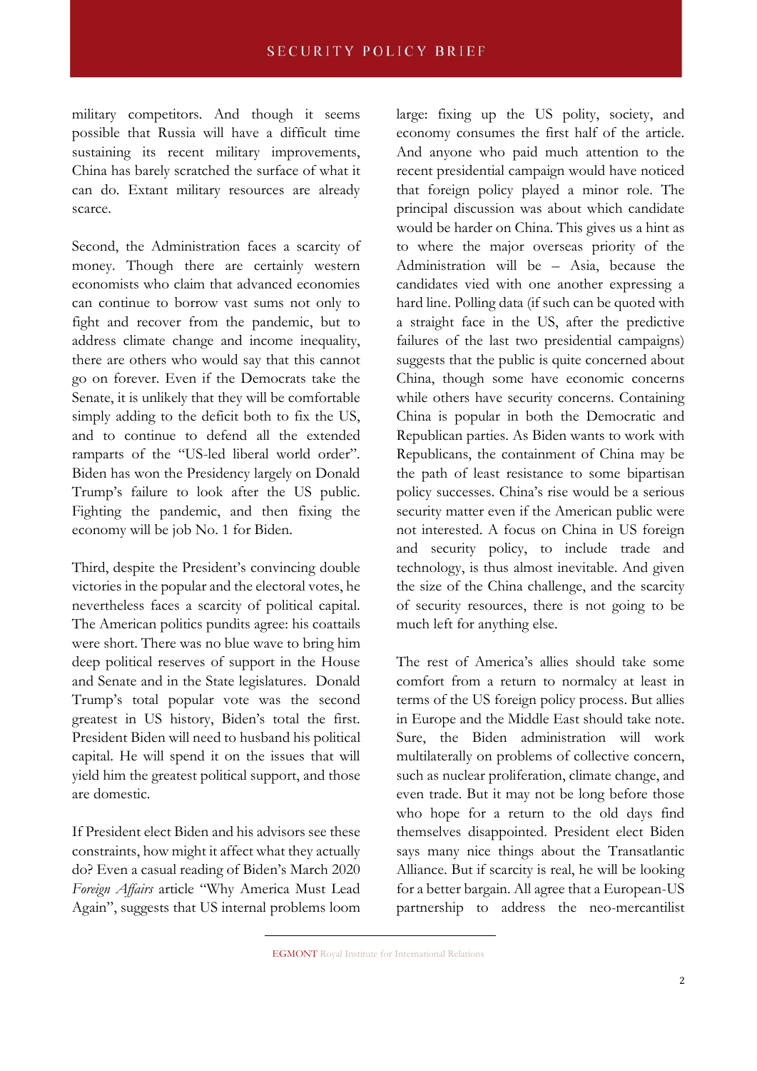military competitors. And though it seems possible that Russia will have a difficult time sustaining its recent military improvements, China has barely scratched the surface of what it can do. Extant military resources are already scarce.

Second, the Administration faces a scarcity of money. Though there are certainly western economists who claim that advanced economies can continue to borrow vast sums not only to fight and recover from the pandemic, but to address climate change and income inequality, there are others who would say that this cannot go on forever. Even if the Democrats take the Senate, it is unlikely that they will be comfortable simply adding to the deficit both to fix the US, and to continue to defend all the extended ramparts of the "US-led liberal world order". Biden has won the Presidency largely on Donald Trump's failure to look after the US public. Fighting the pandemic, and then fixing the economy will be job No. 1 for Biden.

Third, despite the President's convincing double victories in the popular and the electoral votes, he nevertheless faces a scarcity of political capital. The American politics pundits agree: his coattails were short. There was no blue wave to bring him deep political reserves of support in the House and Senate and in the State legislatures. Donald Trump's total popular vote was the second greatest in US history, Biden's total the first. President Biden will need to husband his political capital. He will spend it on the issues that will yield him the greatest political support, and those are domestic.

If President elect Biden and his advisors see these constraints, how might it affect what they actually do? Even a casual reading of Biden's March 2020 *Foreign Affairs* article "Why America Must Lead Again", suggests that US internal problems loom large: fixing up the US polity, society, and economy consumes the first half of the article. And anyone who paid much attention to the recent presidential campaign would have noticed that foreign policy played a minor role. The principal discussion was about which candidate would be harder on China. This gives us a hint as to where the major overseas priority of the Administration will be – Asia, because the candidates vied with one another expressing a hard line. Polling data (if such can be quoted with a straight face in the US, after the predictive failures of the last two presidential campaigns) suggests that the public is quite concerned about China, though some have economic concerns while others have security concerns. Containing China is popular in both the Democratic and Republican parties. As Biden wants to work with Republicans, the containment of China may be the path of least resistance to some bipartisan policy successes. China's rise would be a serious security matter even if the American public were not interested. A focus on China in US foreign and security policy, to include trade and technology, is thus almost inevitable. And given the size of the China challenge, and the scarcity of security resources, there is not going to be much left for anything else.

The rest of America's allies should take some comfort from a return to normalcy at least in terms of the US foreign policy process. But allies in Europe and the Middle East should take note. Sure, the Biden administration will work multilaterally on problems of collective concern, such as nuclear proliferation, climate change, and even trade. But it may not be long before those who hope for a return to the old days find themselves disappointed. President elect Biden says many nice things about the Transatlantic Alliance. But if scarcity is real, he will be looking for a better bargain. All agree that a European-US partnership to address the neo-mercantilist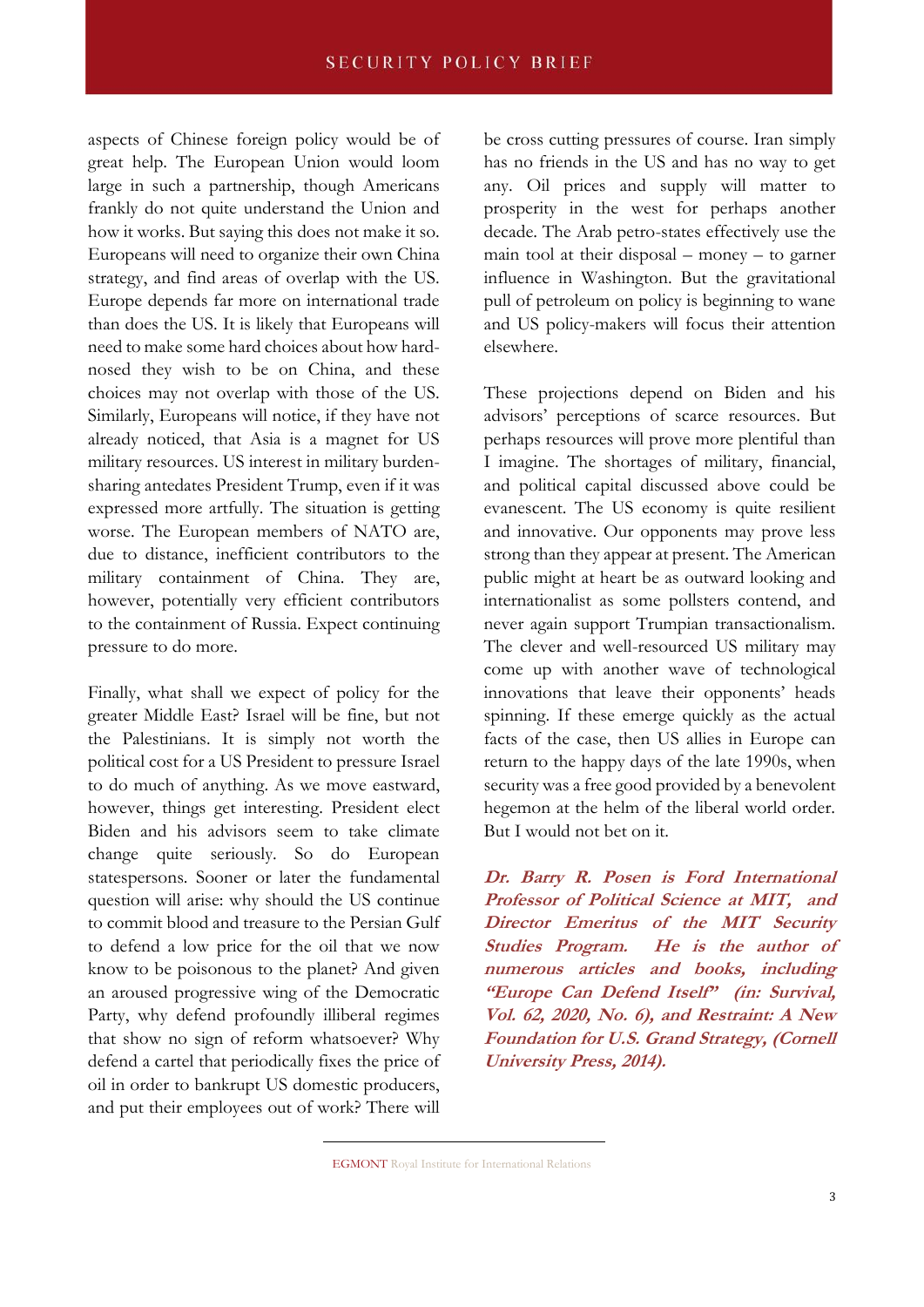aspects of Chinese foreign policy would be of great help. The European Union would loom large in such a partnership, though Americans frankly do not quite understand the Union and how it works. But saying this does not make it so. Europeans will need to organize their own China strategy, and find areas of overlap with the US. Europe depends far more on international trade than does the US. It is likely that Europeans will need to make some hard choices about how hard-nosed they wish to be on China, and these choices may not overlap with those of the US. Similarly, Europeans will notice, if they have not already noticed, that Asia is a magnet for US military resources. US interest in military burden-sharing antedates President Trump, even if it was expressed more artfully. The situation is getting worse. The European members of NATO are, due to distance, inefficient contributors to the military containment of China. They are, however, potentially very efficient contributors to the containment of Russia. Expect continuing pressure to do more.

Finally, what shall we expect of policy for the greater Middle East? Israel will be fine, but not the Palestinians. It is simply not worth the political cost for a US President to pressure Israel to do much of anything. As we move eastward, however, things get interesting. President elect Biden and his advisors seem to take climate change quite seriously. So do European statespersons. Sooner or later the fundamental question will arise: why should the US continue to commit blood and treasure to the Persian Gulf to defend a low price for the oil that we now know to be poisonous to the planet? And given an aroused progressive wing of the Democratic Party, why defend profoundly illiberal regimes that show no sign of reform whatsoever? Why defend a cartel that periodically fixes the price of oil in order to bankrupt US domestic producers, and put their employees out of work? There will be cross cutting pressures of course. Iran simply has no friends in the US and has no way to get any. Oil prices and supply will matter to prosperity in the west for perhaps another decade. The Arab petro-states effectively use the main tool at their disposal – money – to garner influence in Washington. But the gravitational pull of petroleum on policy is beginning to wane and US policy-makers will focus their attention elsewhere.

These projections depend on Biden and his advisors' perceptions of scarce resources. But perhaps resources will prove more plentiful than I imagine. The shortages of military, financial, and political capital discussed above could be evanescent. The US economy is quite resilient and innovative. Our opponents may prove less strong than they appear at present. The American public might at heart be as outward looking and internationalist as some pollsters contend, and never again support Trumpian transactionalism. The clever and well-resourced US military may come up with another wave of technological innovations that leave their opponents' heads spinning. If these emerge quickly as the actual facts of the case, then US allies in Europe can return to the happy days of the late 1990s, when security was a free good provided by a benevolent hegemon at the helm of the liberal world order. But I would not bet on it.

***Dr. Barry R. Posen is Ford International Professor of Political Science at MIT, and Director Emeritus of the MIT Security Studies Program. He is the author of numerous articles and books, including "Europe Can Defend Itself" (in: Survival, Vol. 62, 2020, No. 6), and Restraint: A New Foundation for U.S. Grand Strategy, (Cornell University Press, 2014).***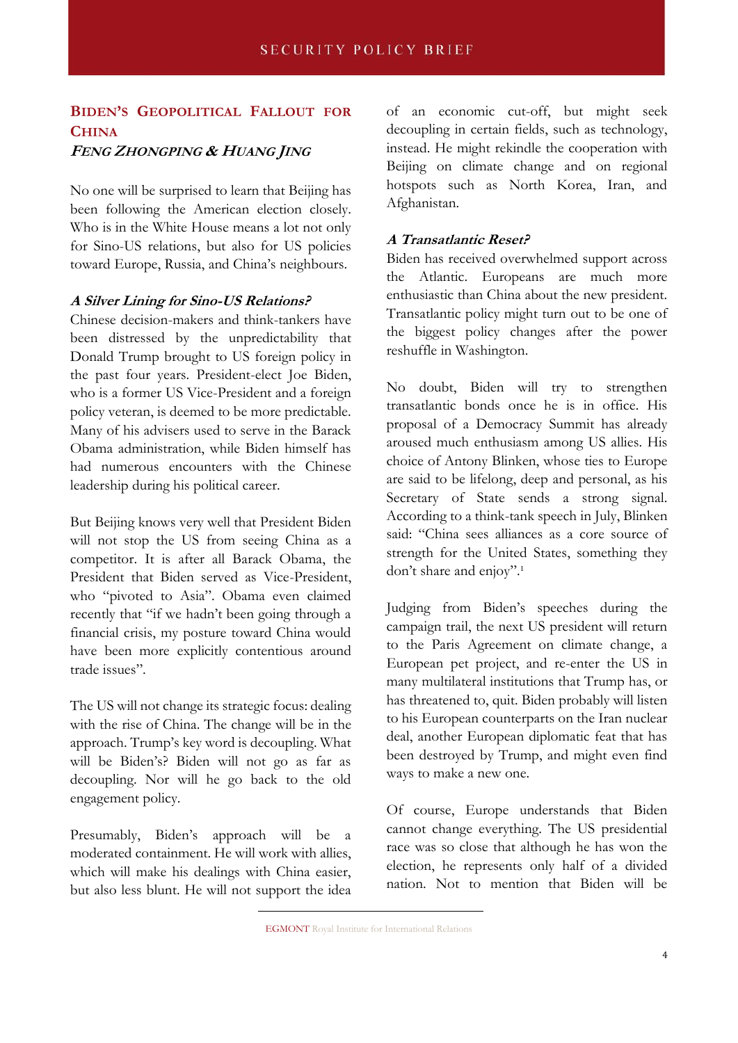## Biden's Geopolitical Fallout for China

### *Feng Zhongping & Huang Jing*

No one will be surprised to learn that Beijing has been following the American election closely. Who is in the White House means a lot not only for Sino-US relations, but also for US policies toward Europe, Russia, and China's neighbours.

### *A Silver Lining for Sino-US Relations?*

Chinese decision-makers and think-tankers have been distressed by the unpredictability that Donald Trump brought to US foreign policy in the past four years. President-elect Joe Biden, who is a former US Vice-President and a foreign policy veteran, is deemed to be more predictable. Many of his advisers used to serve in the Barack Obama administration, while Biden himself has had numerous encounters with the Chinese leadership during his political career.

But Beijing knows very well that President Biden will not stop the US from seeing China as a competitor. It is after all Barack Obama, the President that Biden served as Vice-President, who "pivoted to Asia". Obama even claimed recently that "if we hadn't been going through a financial crisis, my posture toward China would have been more explicitly contentious around trade issues".

The US will not change its strategic focus: dealing with the rise of China. The change will be in the approach. Trump's key word is decoupling. What will be Biden's? Biden will not go as far as decoupling. Nor will he go back to the old engagement policy.

Presumably, Biden's approach will be a moderated containment. He will work with allies, which will make his dealings with China easier, but also less blunt. He will not support the idea of an economic cut-off, but might seek decoupling in certain fields, such as technology, instead. He might rekindle the cooperation with Beijing on climate change and on regional hotspots such as North Korea, Iran, and Afghanistan.

### *A Transatlantic Reset?*

Biden has received overwhelmed support across the Atlantic. Europeans are much more enthusiastic than China about the new president. Transatlantic policy might turn out to be one of the biggest policy changes after the power reshuffle in Washington.

No doubt, Biden will try to strengthen transatlantic bonds once he is in office. His proposal of a Democracy Summit has already aroused much enthusiasm among US allies. His choice of Antony Blinken, whose ties to Europe are said to be lifelong, deep and personal, as his Secretary of State sends a strong signal. According to a think-tank speech in July, Blinken said: "China sees alliances as a core source of strength for the United States, something they don't share and enjoy".[1]

Judging from Biden's speeches during the campaign trail, the next US president will return to the Paris Agreement on climate change, a European pet project, and re-enter the US in many multilateral institutions that Trump has, or has threatened to, quit. Biden probably will listen to his European counterparts on the Iran nuclear deal, another European diplomatic feat that has been destroyed by Trump, and might even find ways to make a new one.

Of course, Europe understands that Biden cannot change everything. The US presidential race was so close that although he has won the election, he represents only half of a divided nation. Not to mention that Biden will be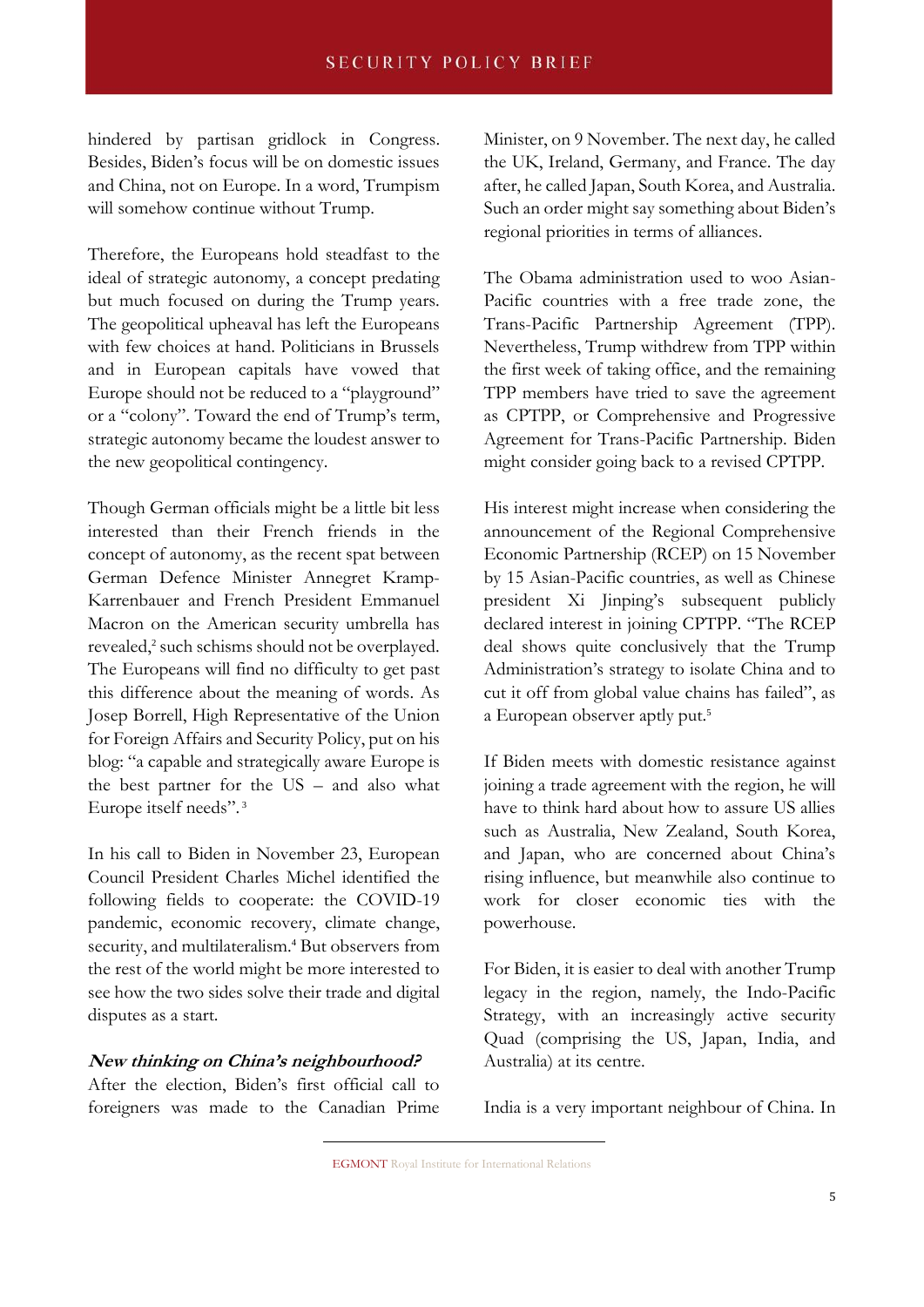hindered by partisan gridlock in Congress. Besides, Biden's focus will be on domestic issues and China, not on Europe. In a word, Trumpism will somehow continue without Trump.

Therefore, the Europeans hold steadfast to the ideal of strategic autonomy, a concept predating but much focused on during the Trump years. The geopolitical upheaval has left the Europeans with few choices at hand. Politicians in Brussels and in European capitals have vowed that Europe should not be reduced to a "playground" or a "colony". Toward the end of Trump's term, strategic autonomy became the loudest answer to the new geopolitical contingency.

Though German officials might be a little bit less interested than their French friends in the concept of autonomy, as the recent spat between German Defence Minister Annegret Kramp-Karrenbauer and French President Emmanuel Macron on the American security umbrella has revealed,[2] such schisms should not be overplayed. The Europeans will find no difficulty to get past this difference about the meaning of words. As Josep Borrell, High Representative of the Union for Foreign Affairs and Security Policy, put on his blog: "a capable and strategically aware Europe is the best partner for the US – and also what Europe itself needs".[3]

In his call to Biden in November 23, European Council President Charles Michel identified the following fields to cooperate: the COVID-19 pandemic, economic recovery, climate change, security, and multilateralism.[4] But observers from the rest of the world might be more interested to see how the two sides solve their trade and digital disputes as a start.

### *New thinking on China's neighbourhood?*

After the election, Biden's first official call to foreigners was made to the Canadian Prime Minister, on 9 November. The next day, he called the UK, Ireland, Germany, and France. The day after, he called Japan, South Korea, and Australia. Such an order might say something about Biden's regional priorities in terms of alliances.

The Obama administration used to woo Asian-Pacific countries with a free trade zone, the Trans-Pacific Partnership Agreement (TPP). Nevertheless, Trump withdrew from TPP within the first week of taking office, and the remaining TPP members have tried to save the agreement as CPTPP, or Comprehensive and Progressive Agreement for Trans-Pacific Partnership. Biden might consider going back to a revised CPTPP.

His interest might increase when considering the announcement of the Regional Comprehensive Economic Partnership (RCEP) on 15 November by 15 Asian-Pacific countries, as well as Chinese president Xi Jinping's subsequent publicly declared interest in joining CPTPP. "The RCEP deal shows quite conclusively that the Trump Administration's strategy to isolate China and to cut it off from global value chains has failed", as a European observer aptly put.[5]

If Biden meets with domestic resistance against joining a trade agreement with the region, he will have to think hard about how to assure US allies such as Australia, New Zealand, South Korea, and Japan, who are concerned about China's rising influence, but meanwhile also continue to work for closer economic ties with the powerhouse.

For Biden, it is easier to deal with another Trump legacy in the region, namely, the Indo-Pacific Strategy, with an increasingly active security Quad (comprising the US, Japan, India, and Australia) at its centre.

India is a very important neighbour of China. In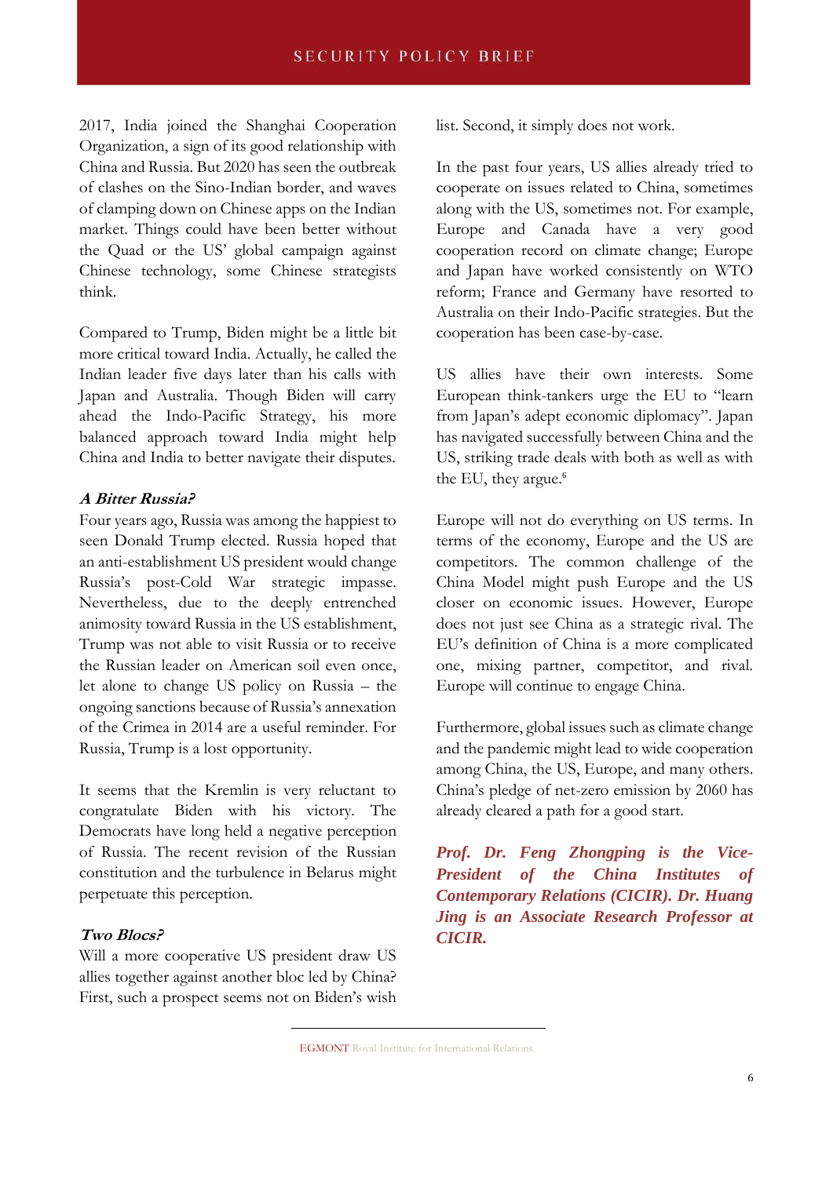2017, India joined the Shanghai Cooperation Organization, a sign of its good relationship with China and Russia. But 2020 has seen the outbreak of clashes on the Sino-Indian border, and waves of clamping down on Chinese apps on the Indian market. Things could have been better without the Quad or the US' global campaign against Chinese technology, some Chinese strategists think.

Compared to Trump, Biden might be a little bit more critical toward India. Actually, he called the Indian leader five days later than his calls with Japan and Australia. Though Biden will carry ahead the Indo-Pacific Strategy, his more balanced approach toward India might help China and India to better navigate their disputes.

### *A Bitter Russia?*

Four years ago, Russia was among the happiest to seen Donald Trump elected. Russia hoped that an anti-establishment US president would change Russia's post-Cold War strategic impasse. Nevertheless, due to the deeply entrenched animosity toward Russia in the US establishment, Trump was not able to visit Russia or to receive the Russian leader on American soil even once, let alone to change US policy on Russia – the ongoing sanctions because of Russia's annexation of the Crimea in 2014 are a useful reminder. For Russia, Trump is a lost opportunity.

It seems that the Kremlin is very reluctant to congratulate Biden with his victory. The Democrats have long held a negative perception of Russia. The recent revision of the Russian constitution and the turbulence in Belarus might perpetuate this perception.

### *Two Blocs?*

Will a more cooperative US president draw US allies together against another bloc led by China? First, such a prospect seems not on Biden's wish list. Second, it simply does not work.

In the past four years, US allies already tried to cooperate on issues related to China, sometimes along with the US, sometimes not. For example, Europe and Canada have a very good cooperation record on climate change; Europe and Japan have worked consistently on WTO reform; France and Germany have resorted to Australia on their Indo-Pacific strategies. But the cooperation has been case-by-case.

US allies have their own interests. Some European think-tankers urge the EU to "learn from Japan's adept economic diplomacy". Japan has navigated successfully between China and the US, striking trade deals with both as well as with the EU, they argue.[6]

Europe will not do everything on US terms. In terms of the economy, Europe and the US are competitors. The common challenge of the China Model might push Europe and the US closer on economic issues. However, Europe does not just see China as a strategic rival. The EU's definition of China is a more complicated one, mixing partner, competitor, and rival. Europe will continue to engage China.

Furthermore, global issues such as climate change and the pandemic might lead to wide cooperation among China, the US, Europe, and many others. China's pledge of net-zero emission by 2060 has already cleared a path for a good start.

***Prof. Dr. Feng Zhongping is the Vice-President of the China Institutes of Contemporary Relations (CICIR). Dr. Huang Jing is an Associate Research Professor at CICIR.***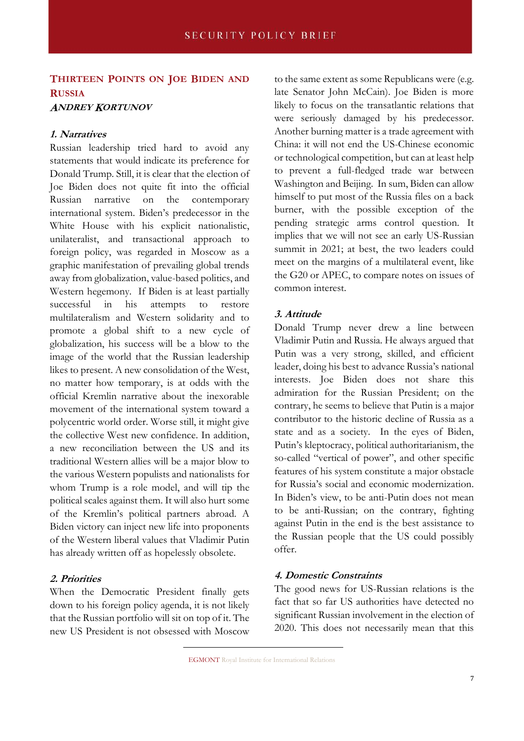## Thirteen Points on Joe Biden and Russia

***Andrey Kortunov***

### *1. Narratives*

Russian leadership tried hard to avoid any statements that would indicate its preference for Donald Trump. Still, it is clear that the election of Joe Biden does not quite fit into the official Russian narrative on the contemporary international system. Biden's predecessor in the White House with his explicit nationalistic, unilateralist, and transactional approach to foreign policy, was regarded in Moscow as a graphic manifestation of prevailing global trends away from globalization, value-based politics, and Western hegemony. If Biden is at least partially successful in his attempts to restore multilateralism and Western solidarity and to promote a global shift to a new cycle of globalization, his success will be a blow to the image of the world that the Russian leadership likes to present. A new consolidation of the West, no matter how temporary, is at odds with the official Kremlin narrative about the inexorable movement of the international system toward a polycentric world order. Worse still, it might give the collective West new confidence. In addition, a new reconciliation between the US and its traditional Western allies will be a major blow to the various Western populists and nationalists for whom Trump is a role model, and will tip the political scales against them. It will also hurt some of the Kremlin's political partners abroad. A Biden victory can inject new life into proponents of the Western liberal values that Vladimir Putin has already written off as hopelessly obsolete.

### *2. Priorities*

When the Democratic President finally gets down to his foreign policy agenda, it is not likely that the Russian portfolio will sit on top of it. The new US President is not obsessed with Moscow to the same extent as some Republicans were (e.g. late Senator John McCain). Joe Biden is more likely to focus on the transatlantic relations that were seriously damaged by his predecessor. Another burning matter is a trade agreement with China: it will not end the US-Chinese economic or technological competition, but can at least help to prevent a full-fledged trade war between Washington and Beijing. In sum, Biden can allow himself to put most of the Russia files on a back burner, with the possible exception of the pending strategic arms control question. It implies that we will not see an early US-Russian summit in 2021; at best, the two leaders could meet on the margins of a multilateral event, like the G20 or APEC, to compare notes on issues of common interest.

### *3. Attitude*

Donald Trump never drew a line between Vladimir Putin and Russia. He always argued that Putin was a very strong, skilled, and efficient leader, doing his best to advance Russia's national interests. Joe Biden does not share this admiration for the Russian President; on the contrary, he seems to believe that Putin is a major contributor to the historic decline of Russia as a state and as a society. In the eyes of Biden, Putin's kleptocracy, political authoritarianism, the so-called "vertical of power", and other specific features of his system constitute a major obstacle for Russia's social and economic modernization. In Biden's view, to be anti-Putin does not mean to be anti-Russian; on the contrary, fighting against Putin in the end is the best assistance to the Russian people that the US could possibly offer.

### *4. Domestic Constraints*

The good news for US-Russian relations is the fact that so far US authorities have detected no significant Russian involvement in the election of 2020. This does not necessarily mean that this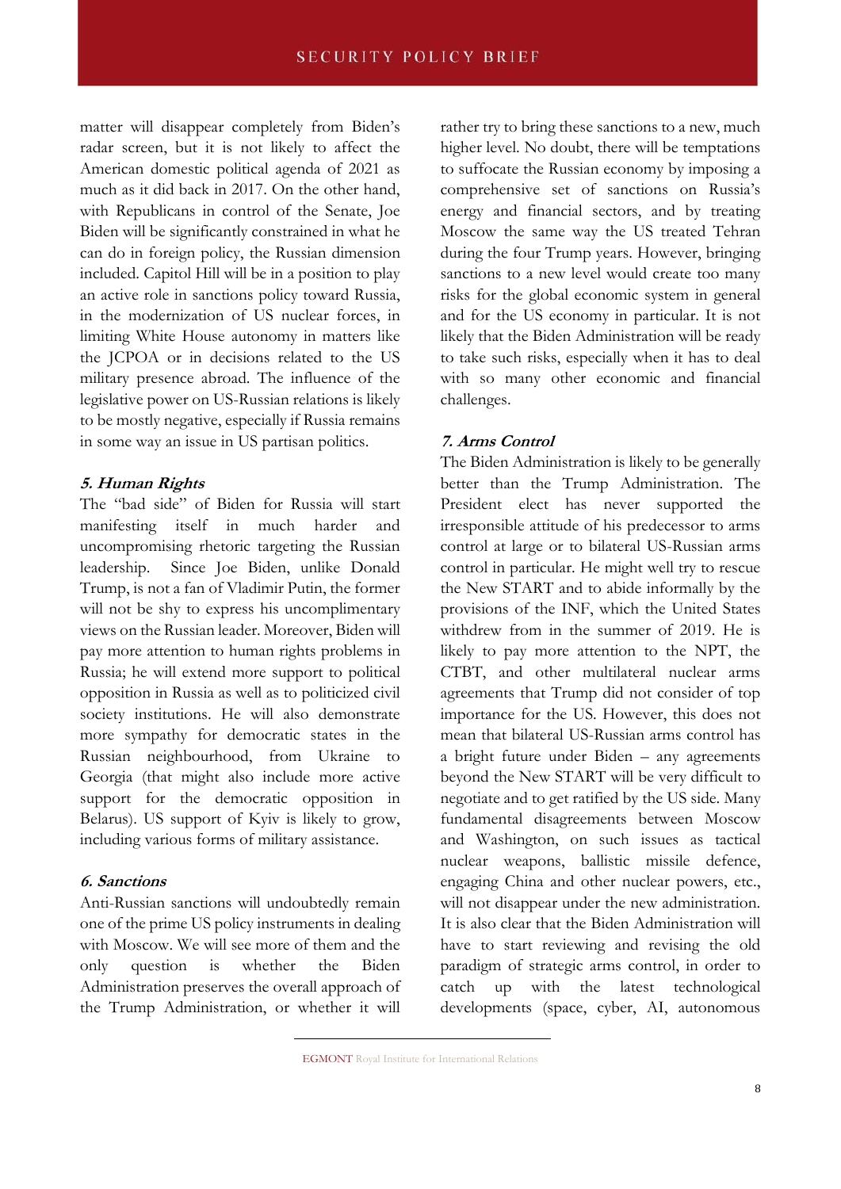matter will disappear completely from Biden's radar screen, but it is not likely to affect the American domestic political agenda of 2021 as much as it did back in 2017. On the other hand, with Republicans in control of the Senate, Joe Biden will be significantly constrained in what he can do in foreign policy, the Russian dimension included. Capitol Hill will be in a position to play an active role in sanctions policy toward Russia, in the modernization of US nuclear forces, in limiting White House autonomy in matters like the JCPOA or in decisions related to the US military presence abroad. The influence of the legislative power on US-Russian relations is likely to be mostly negative, especially if Russia remains in some way an issue in US partisan politics.

### *5. Human Rights*

The "bad side" of Biden for Russia will start manifesting itself in much harder and uncompromising rhetoric targeting the Russian leadership. Since Joe Biden, unlike Donald Trump, is not a fan of Vladimir Putin, the former will not be shy to express his uncomplimentary views on the Russian leader. Moreover, Biden will pay more attention to human rights problems in Russia; he will extend more support to political opposition in Russia as well as to politicized civil society institutions. He will also demonstrate more sympathy for democratic states in the Russian neighbourhood, from Ukraine to Georgia (that might also include more active support for the democratic opposition in Belarus). US support of Kyiv is likely to grow, including various forms of military assistance.

### *6. Sanctions*

Anti-Russian sanctions will undoubtedly remain one of the prime US policy instruments in dealing with Moscow. We will see more of them and the only question is whether the Biden Administration preserves the overall approach of the Trump Administration, or whether it will rather try to bring these sanctions to a new, much higher level. No doubt, there will be temptations to suffocate the Russian economy by imposing a comprehensive set of sanctions on Russia's energy and financial sectors, and by treating Moscow the same way the US treated Tehran during the four Trump years. However, bringing sanctions to a new level would create too many risks for the global economic system in general and for the US economy in particular. It is not likely that the Biden Administration will be ready to take such risks, especially when it has to deal with so many other economic and financial challenges.

### *7. Arms Control*

The Biden Administration is likely to be generally better than the Trump Administration. The President elect has never supported the irresponsible attitude of his predecessor to arms control at large or to bilateral US-Russian arms control in particular. He might well try to rescue the New START and to abide informally by the provisions of the INF, which the United States withdrew from in the summer of 2019. He is likely to pay more attention to the NPT, the CTBT, and other multilateral nuclear arms agreements that Trump did not consider of top importance for the US. However, this does not mean that bilateral US-Russian arms control has a bright future under Biden – any agreements beyond the New START will be very difficult to negotiate and to get ratified by the US side. Many fundamental disagreements between Moscow and Washington, on such issues as tactical nuclear weapons, ballistic missile defence, engaging China and other nuclear powers, etc., will not disappear under the new administration. It is also clear that the Biden Administration will have to start reviewing and revising the old paradigm of strategic arms control, in order to catch up with the latest technological developments (space, cyber, AI, autonomous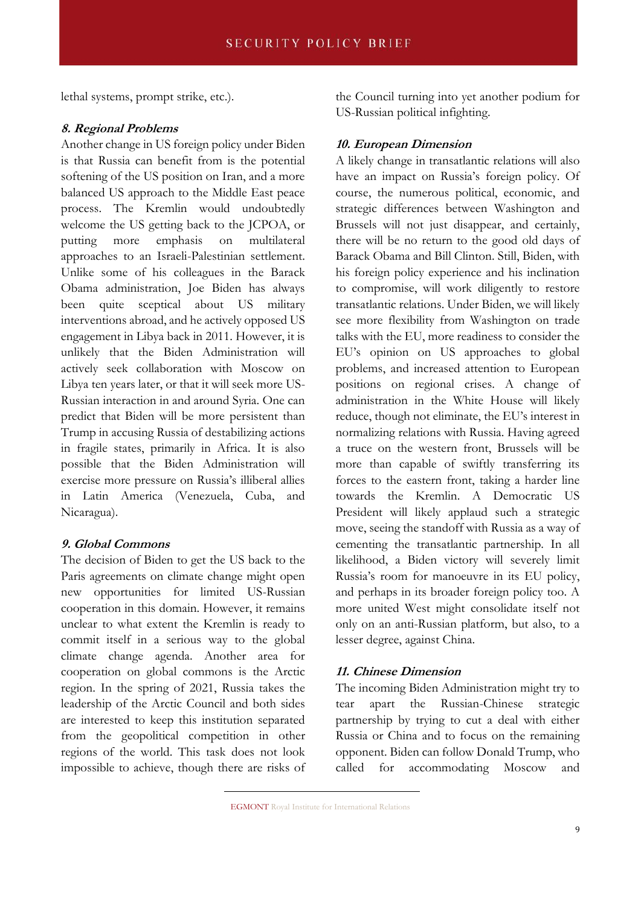lethal systems, prompt strike, etc.).

### *8. Regional Problems*

Another change in US foreign policy under Biden is that Russia can benefit from is the potential softening of the US position on Iran, and a more balanced US approach to the Middle East peace process. The Kremlin would undoubtedly welcome the US getting back to the JCPOA, or putting more emphasis on multilateral approaches to an Israeli-Palestinian settlement. Unlike some of his colleagues in the Barack Obama administration, Joe Biden has always been quite sceptical about US military interventions abroad, and he actively opposed US engagement in Libya back in 2011. However, it is unlikely that the Biden Administration will actively seek collaboration with Moscow on Libya ten years later, or that it will seek more US-Russian interaction in and around Syria. One can predict that Biden will be more persistent than Trump in accusing Russia of destabilizing actions in fragile states, primarily in Africa. It is also possible that the Biden Administration will exercise more pressure on Russia's illiberal allies in Latin America (Venezuela, Cuba, and Nicaragua).

### *9. Global Commons*

The decision of Biden to get the US back to the Paris agreements on climate change might open new opportunities for limited US-Russian cooperation in this domain. However, it remains unclear to what extent the Kremlin is ready to commit itself in a serious way to the global climate change agenda. Another area for cooperation on global commons is the Arctic region. In the spring of 2021, Russia takes the leadership of the Arctic Council and both sides are interested to keep this institution separated from the geopolitical competition in other regions of the world. This task does not look impossible to achieve, though there are risks of the Council turning into yet another podium for US-Russian political infighting.

### *10. European Dimension*

A likely change in transatlantic relations will also have an impact on Russia's foreign policy. Of course, the numerous political, economic, and strategic differences between Washington and Brussels will not just disappear, and certainly, there will be no return to the good old days of Barack Obama and Bill Clinton. Still, Biden, with his foreign policy experience and his inclination to compromise, will work diligently to restore transatlantic relations. Under Biden, we will likely see more flexibility from Washington on trade talks with the EU, more readiness to consider the EU's opinion on US approaches to global problems, and increased attention to European positions on regional crises. A change of administration in the White House will likely reduce, though not eliminate, the EU's interest in normalizing relations with Russia. Having agreed a truce on the western front, Brussels will be more than capable of swiftly transferring its forces to the eastern front, taking a harder line towards the Kremlin. A Democratic US President will likely applaud such a strategic move, seeing the standoff with Russia as a way of cementing the transatlantic partnership. In all likelihood, a Biden victory will severely limit Russia's room for manoeuvre in its EU policy, and perhaps in its broader foreign policy too. A more united West might consolidate itself not only on an anti-Russian platform, but also, to a lesser degree, against China.

### *11. Chinese Dimension*

The incoming Biden Administration might try to tear apart the Russian-Chinese strategic partnership by trying to cut a deal with either Russia or China and to focus on the remaining opponent. Biden can follow Donald Trump, who called for accommodating Moscow and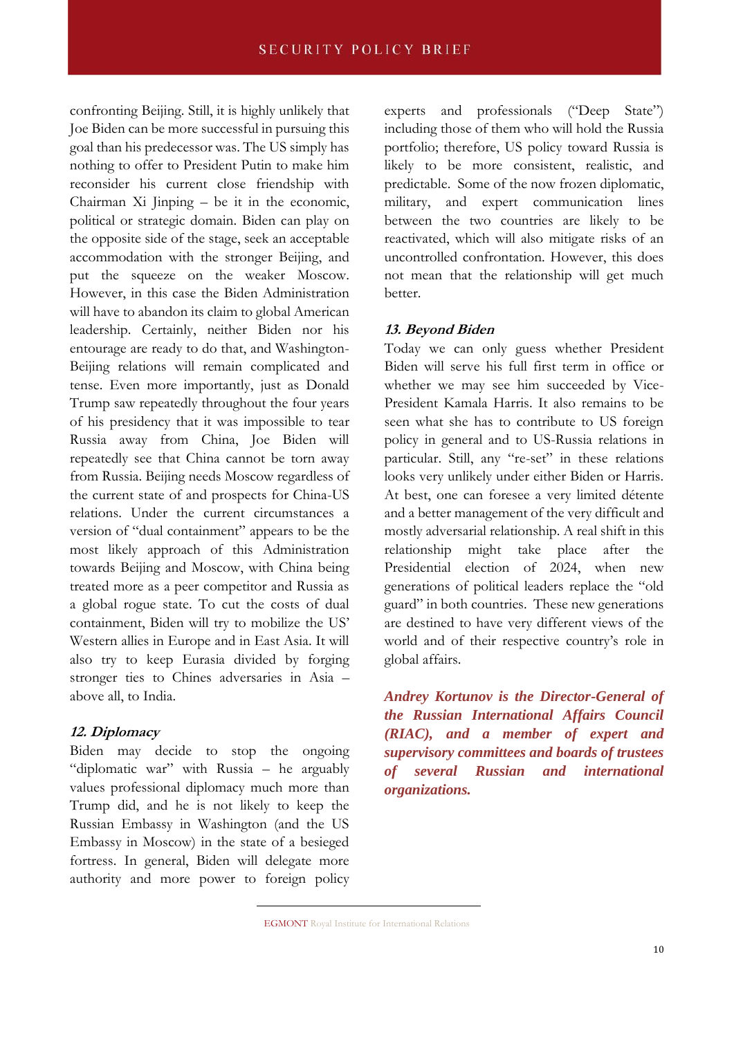confronting Beijing. Still, it is highly unlikely that Joe Biden can be more successful in pursuing this goal than his predecessor was. The US simply has nothing to offer to President Putin to make him reconsider his current close friendship with Chairman Xi Jinping – be it in the economic, political or strategic domain. Biden can play on the opposite side of the stage, seek an acceptable accommodation with the stronger Beijing, and put the squeeze on the weaker Moscow. However, in this case the Biden Administration will have to abandon its claim to global American leadership. Certainly, neither Biden nor his entourage are ready to do that, and Washington-Beijing relations will remain complicated and tense. Even more importantly, just as Donald Trump saw repeatedly throughout the four years of his presidency that it was impossible to tear Russia away from China, Joe Biden will repeatedly see that China cannot be torn away from Russia. Beijing needs Moscow regardless of the current state of and prospects for China-US relations. Under the current circumstances a version of "dual containment" appears to be the most likely approach of this Administration towards Beijing and Moscow, with China being treated more as a peer competitor and Russia as a global rogue state. To cut the costs of dual containment, Biden will try to mobilize the US' Western allies in Europe and in East Asia. It will also try to keep Eurasia divided by forging stronger ties to Chines adversaries in Asia – above all, to India.

### 12. Diplomacy

Biden may decide to stop the ongoing "diplomatic war" with Russia – he arguably values professional diplomacy much more than Trump did, and he is not likely to keep the Russian Embassy in Washington (and the US Embassy in Moscow) in the state of a besieged fortress. In general, Biden will delegate more authority and more power to foreign policy experts and professionals ("Deep State") including those of them who will hold the Russia portfolio; therefore, US policy toward Russia is likely to be more consistent, realistic, and predictable. Some of the now frozen diplomatic, military, and expert communication lines between the two countries are likely to be reactivated, which will also mitigate risks of an uncontrolled confrontation. However, this does not mean that the relationship will get much better.

### 13. Beyond Biden

Today we can only guess whether President Biden will serve his full first term in office or whether we may see him succeeded by Vice-President Kamala Harris. It also remains to be seen what she has to contribute to US foreign policy in general and to US-Russia relations in particular. Still, any "re-set" in these relations looks very unlikely under either Biden or Harris. At best, one can foresee a very limited détente and a better management of the very difficult and mostly adversarial relationship. A real shift in this relationship might take place after the Presidential election of 2024, when new generations of political leaders replace the "old guard" in both countries. These new generations are destined to have very different views of the world and of their respective country's role in global affairs.

***Andrey Kortunov is the Director-General of the Russian International Affairs Council (RIAC), and a member of expert and supervisory committees and boards of trustees of several Russian and international organizations.***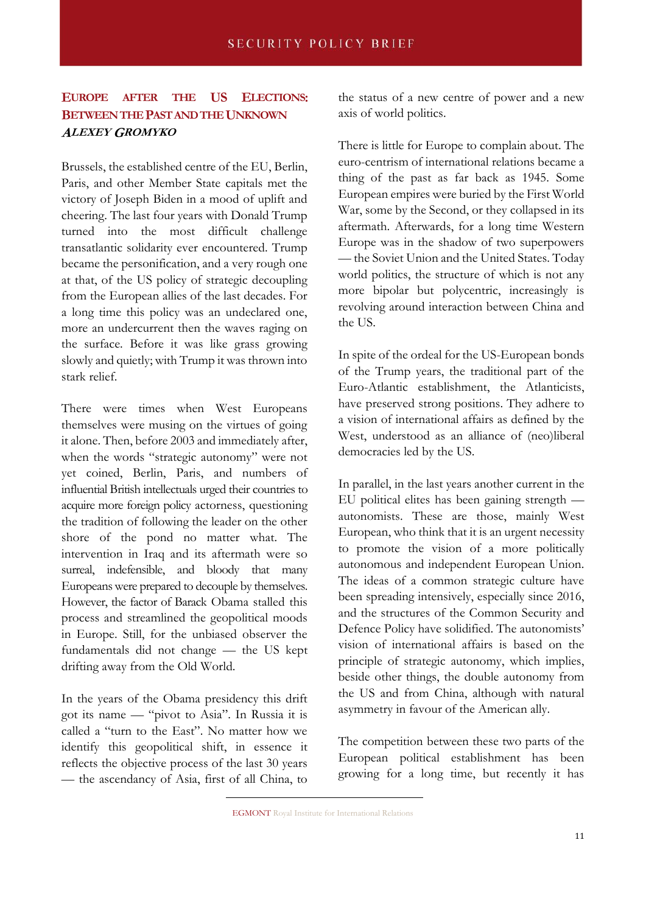## EUROPE AFTER THE US ELECTIONS: BETWEEN THE PAST AND THE UNKNOWN

***ALEXEY GROMYKO***

Brussels, the established centre of the EU, Berlin, Paris, and other Member State capitals met the victory of Joseph Biden in a mood of uplift and cheering. The last four years with Donald Trump turned into the most difficult challenge transatlantic solidarity ever encountered. Trump became the personification, and a very rough one at that, of the US policy of strategic decoupling from the European allies of the last decades. For a long time this policy was an undeclared one, more an undercurrent then the waves raging on the surface. Before it was like grass growing slowly and quietly; with Trump it was thrown into stark relief.

There were times when West Europeans themselves were musing on the virtues of going it alone. Then, before 2003 and immediately after, when the words "strategic autonomy" were not yet coined, Berlin, Paris, and numbers of influential British intellectuals urged their countries to acquire more foreign policy actorness, questioning the tradition of following the leader on the other shore of the pond no matter what. The intervention in Iraq and its aftermath were so surreal, indefensible, and bloody that many Europeans were prepared to decouple by themselves. However, the factor of Barack Obama stalled this process and streamlined the geopolitical moods in Europe. Still, for the unbiased observer the fundamentals did not change — the US kept drifting away from the Old World.

In the years of the Obama presidency this drift got its name — "pivot to Asia". In Russia it is called a "turn to the East". No matter how we identify this geopolitical shift, in essence it reflects the objective process of the last 30 years — the ascendancy of Asia, first of all China, to the status of a new centre of power and a new axis of world politics.

There is little for Europe to complain about. The euro-centrism of international relations became a thing of the past as far back as 1945. Some European empires were buried by the First World War, some by the Second, or they collapsed in its aftermath. Afterwards, for a long time Western Europe was in the shadow of two superpowers — the Soviet Union and the United States. Today world politics, the structure of which is not any more bipolar but polycentric, increasingly is revolving around interaction between China and the US.

In spite of the ordeal for the US-European bonds of the Trump years, the traditional part of the Euro-Atlantic establishment, the Atlanticists, have preserved strong positions. They adhere to a vision of international affairs as defined by the West, understood as an alliance of (neo)liberal democracies led by the US.

In parallel, in the last years another current in the EU political elites has been gaining strength — autonomists. These are those, mainly West European, who think that it is an urgent necessity to promote the vision of a more politically autonomous and independent European Union. The ideas of a common strategic culture have been spreading intensively, especially since 2016, and the structures of the Common Security and Defence Policy have solidified. The autonomists' vision of international affairs is based on the principle of strategic autonomy, which implies, beside other things, the double autonomy from the US and from China, although with natural asymmetry in favour of the American ally.

The competition between these two parts of the European political establishment has been growing for a long time, but recently it has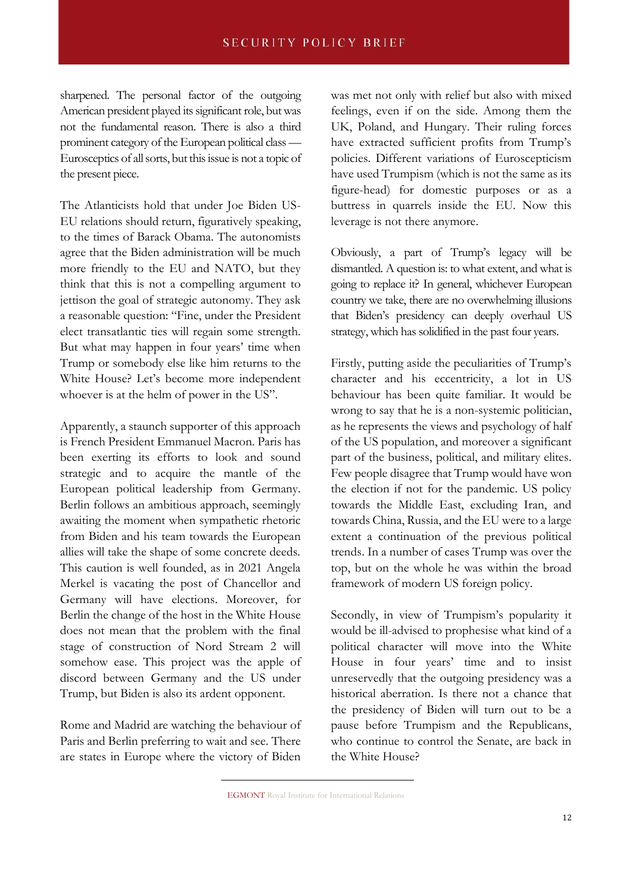sharpened. The personal factor of the outgoing American president played its significant role, but was not the fundamental reason. There is also a third prominent category of the European political class — Eurosceptics of all sorts, but this issue is not a topic of the present piece.

The Atlanticists hold that under Joe Biden US-EU relations should return, figuratively speaking, to the times of Barack Obama. The autonomists agree that the Biden administration will be much more friendly to the EU and NATO, but they think that this is not a compelling argument to jettison the goal of strategic autonomy. They ask a reasonable question: "Fine, under the President elect transatlantic ties will regain some strength. But what may happen in four years' time when Trump or somebody else like him returns to the White House? Let's become more independent whoever is at the helm of power in the US".

Apparently, a staunch supporter of this approach is French President Emmanuel Macron. Paris has been exerting its efforts to look and sound strategic and to acquire the mantle of the European political leadership from Germany. Berlin follows an ambitious approach, seemingly awaiting the moment when sympathetic rhetoric from Biden and his team towards the European allies will take the shape of some concrete deeds. This caution is well founded, as in 2021 Angela Merkel is vacating the post of Chancellor and Germany will have elections. Moreover, for Berlin the change of the host in the White House does not mean that the problem with the final stage of construction of Nord Stream 2 will somehow ease. This project was the apple of discord between Germany and the US under Trump, but Biden is also its ardent opponent.

Rome and Madrid are watching the behaviour of Paris and Berlin preferring to wait and see. There are states in Europe where the victory of Biden was met not only with relief but also with mixed feelings, even if on the side. Among them the UK, Poland, and Hungary. Their ruling forces have extracted sufficient profits from Trump's policies. Different variations of Euroscepticism have used Trumpism (which is not the same as its figure-head) for domestic purposes or as a buttress in quarrels inside the EU. Now this leverage is not there anymore.

Obviously, a part of Trump's legacy will be dismantled. A question is: to what extent, and what is going to replace it? In general, whichever European country we take, there are no overwhelming illusions that Biden's presidency can deeply overhaul US strategy, which has solidified in the past four years.

Firstly, putting aside the peculiarities of Trump's character and his eccentricity, a lot in US behaviour has been quite familiar. It would be wrong to say that he is a non-systemic politician, as he represents the views and psychology of half of the US population, and moreover a significant part of the business, political, and military elites. Few people disagree that Trump would have won the election if not for the pandemic. US policy towards the Middle East, excluding Iran, and towards China, Russia, and the EU were to a large extent a continuation of the previous political trends. In a number of cases Trump was over the top, but on the whole he was within the broad framework of modern US foreign policy.

Secondly, in view of Trumpism's popularity it would be ill-advised to prophesise what kind of a political character will move into the White House in four years' time and to insist unreservedly that the outgoing presidency was a historical aberration. Is there not a chance that the presidency of Biden will turn out to be a pause before Trumpism and the Republicans, who continue to control the Senate, are back in the White House?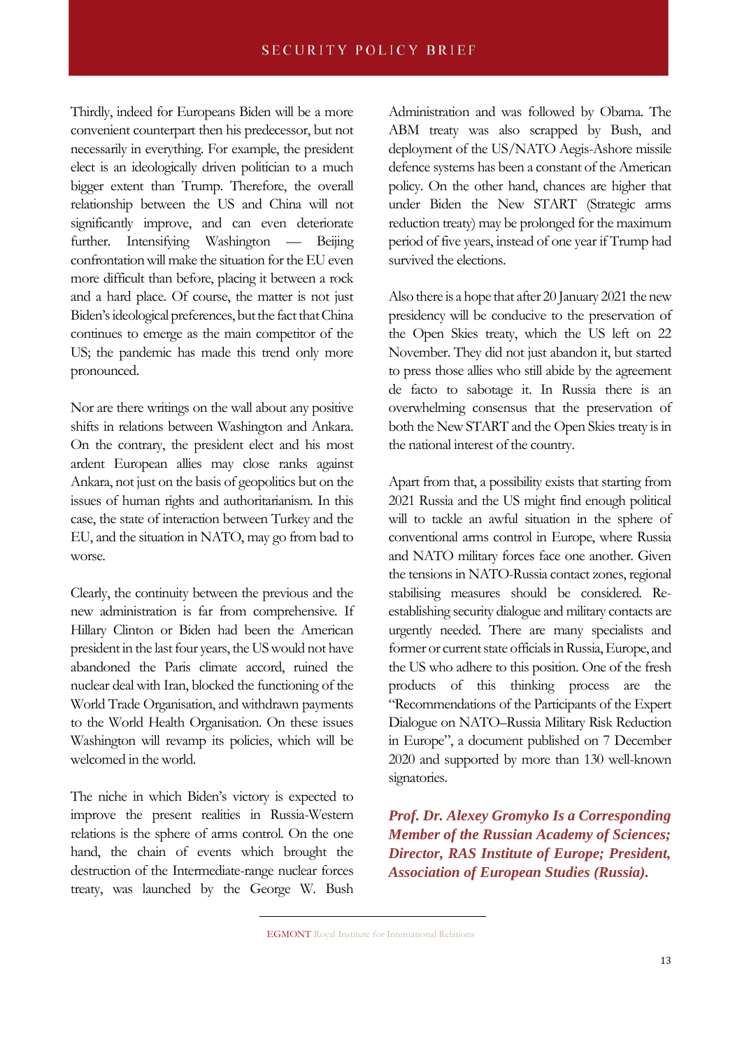Thirdly, indeed for Europeans Biden will be a more convenient counterpart then his predecessor, but not necessarily in everything. For example, the president elect is an ideologically driven politician to a much bigger extent than Trump. Therefore, the overall relationship between the US and China will not significantly improve, and can even deteriorate further. Intensifying Washington — Beijing confrontation will make the situation for the EU even more difficult than before, placing it between a rock and a hard place. Of course, the matter is not just Biden's ideological preferences, but the fact that China continues to emerge as the main competitor of the US; the pandemic has made this trend only more pronounced.

Nor are there writings on the wall about any positive shifts in relations between Washington and Ankara. On the contrary, the president elect and his most ardent European allies may close ranks against Ankara, not just on the basis of geopolitics but on the issues of human rights and authoritarianism. In this case, the state of interaction between Turkey and the EU, and the situation in NATO, may go from bad to worse.

Clearly, the continuity between the previous and the new administration is far from comprehensive. If Hillary Clinton or Biden had been the American president in the last four years, the US would not have abandoned the Paris climate accord, ruined the nuclear deal with Iran, blocked the functioning of the World Trade Organisation, and withdrawn payments to the World Health Organisation. On these issues Washington will revamp its policies, which will be welcomed in the world.

The niche in which Biden's victory is expected to improve the present realities in Russia-Western relations is the sphere of arms control. On the one hand, the chain of events which brought the destruction of the Intermediate-range nuclear forces treaty, was launched by the George W. Bush Administration and was followed by Obama. The ABM treaty was also scrapped by Bush, and deployment of the US/NATO Aegis-Ashore missile defence systems has been a constant of the American policy. On the other hand, chances are higher that under Biden the New START (Strategic arms reduction treaty) may be prolonged for the maximum period of five years, instead of one year if Trump had survived the elections.

Also there is a hope that after 20 January 2021 the new presidency will be conducive to the preservation of the Open Skies treaty, which the US left on 22 November. They did not just abandon it, but started to press those allies who still abide by the agreement de facto to sabotage it. In Russia there is an overwhelming consensus that the preservation of both the New START and the Open Skies treaty is in the national interest of the country.

Apart from that, a possibility exists that starting from 2021 Russia and the US might find enough political will to tackle an awful situation in the sphere of conventional arms control in Europe, where Russia and NATO military forces face one another. Given the tensions in NATO-Russia contact zones, regional stabilising measures should be considered. Re-establishing security dialogue and military contacts are urgently needed. There are many specialists and former or current state officials in Russia, Europe, and the US who adhere to this position. One of the fresh products of this thinking process are the "Recommendations of the Participants of the Expert Dialogue on NATO–Russia Military Risk Reduction in Europe", a document published on 7 December 2020 and supported by more than 130 well-known signatories.

***Prof. Dr. Alexey Gromyko Is a Corresponding Member of the Russian Academy of Sciences; Director, RAS Institute of Europe; President, Association of European Studies (Russia).***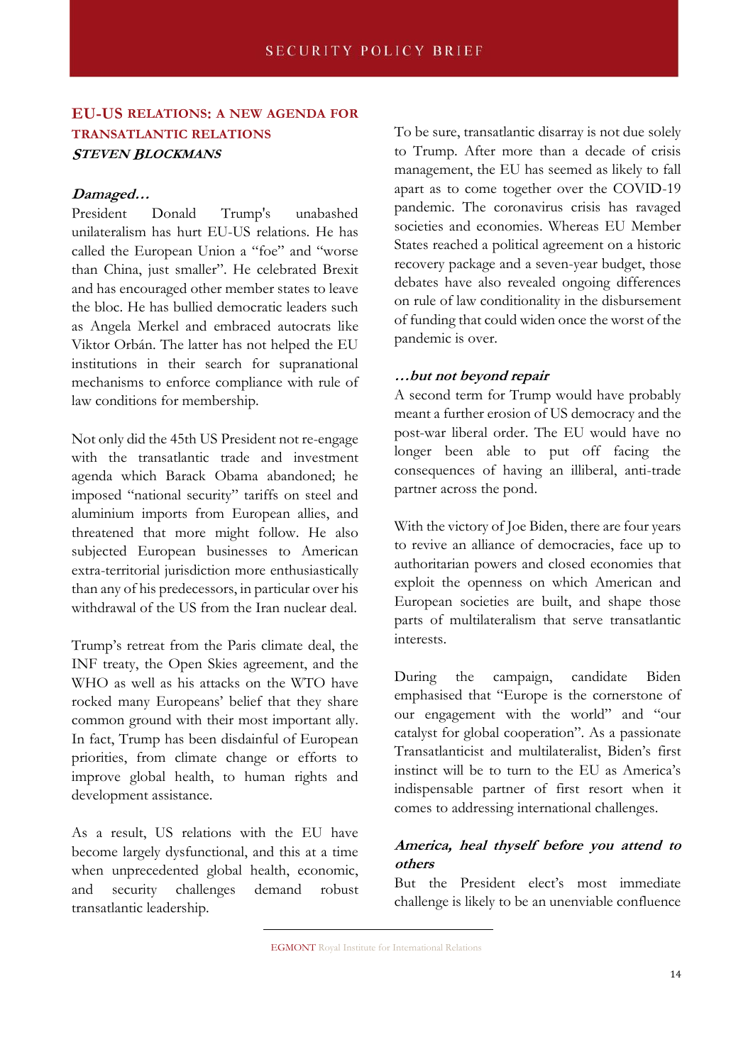## EU-US RELATIONS: A NEW AGENDA FOR TRANSATLANTIC RELATIONS

***Steven Blockmans***

***Damaged…***

President Donald Trump's unabashed unilateralism has hurt EU-US relations. He has called the European Union a "foe" and "worse than China, just smaller". He celebrated Brexit and has encouraged other member states to leave the bloc. He has bullied democratic leaders such as Angela Merkel and embraced autocrats like Viktor Orbán. The latter has not helped the EU institutions in their search for supranational mechanisms to enforce compliance with rule of law conditions for membership.

Not only did the 45th US President not re-engage with the transatlantic trade and investment agenda which Barack Obama abandoned; he imposed "national security" tariffs on steel and aluminium imports from European allies, and threatened that more might follow. He also subjected European businesses to American extra-territorial jurisdiction more enthusiastically than any of his predecessors, in particular over his withdrawal of the US from the Iran nuclear deal.

Trump's retreat from the Paris climate deal, the INF treaty, the Open Skies agreement, and the WHO as well as his attacks on the WTO have rocked many Europeans' belief that they share common ground with their most important ally. In fact, Trump has been disdainful of European priorities, from climate change or efforts to improve global health, to human rights and development assistance.

As a result, US relations with the EU have become largely dysfunctional, and this at a time when unprecedented global health, economic, and security challenges demand robust transatlantic leadership.

To be sure, transatlantic disarray is not due solely to Trump. After more than a decade of crisis management, the EU has seemed as likely to fall apart as to come together over the COVID-19 pandemic. The coronavirus crisis has ravaged societies and economies. Whereas EU Member States reached a political agreement on a historic recovery package and a seven-year budget, those debates have also revealed ongoing differences on rule of law conditionality in the disbursement of funding that could widen once the worst of the pandemic is over.

***…but not beyond repair***

A second term for Trump would have probably meant a further erosion of US democracy and the post-war liberal order. The EU would have no longer been able to put off facing the consequences of having an illiberal, anti-trade partner across the pond.

With the victory of Joe Biden, there are four years to revive an alliance of democracies, face up to authoritarian powers and closed economies that exploit the openness on which American and European societies are built, and shape those parts of multilateralism that serve transatlantic interests.

During the campaign, candidate Biden emphasised that "Europe is the cornerstone of our engagement with the world" and "our catalyst for global cooperation". As a passionate Transatlanticist and multilateralist, Biden's first instinct will be to turn to the EU as America's indispensable partner of first resort when it comes to addressing international challenges.

***America, heal thyself before you attend to others***

But the President elect's most immediate challenge is likely to be an unenviable confluence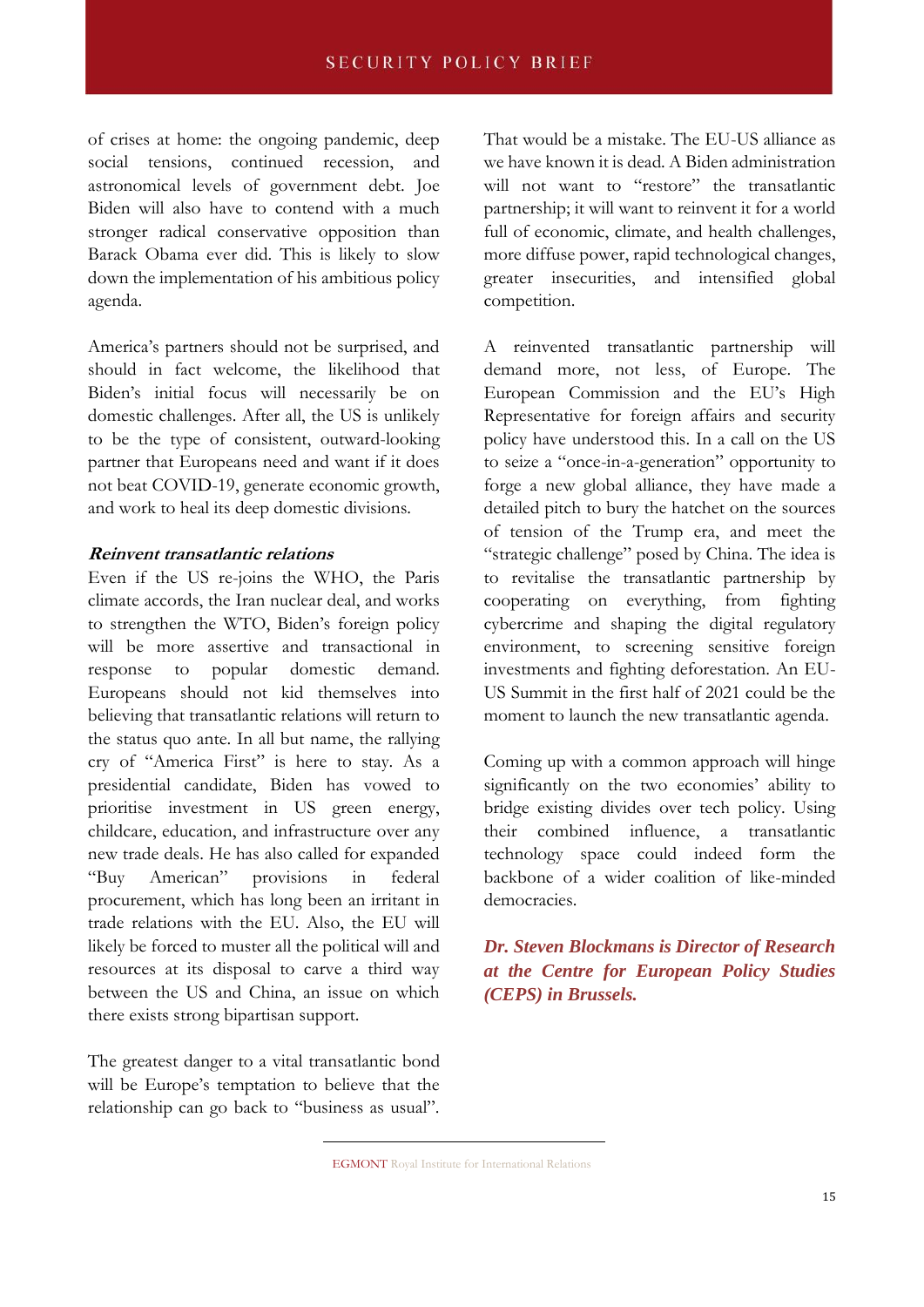of crises at home: the ongoing pandemic, deep social tensions, continued recession, and astronomical levels of government debt. Joe Biden will also have to contend with a much stronger radical conservative opposition than Barack Obama ever did. This is likely to slow down the implementation of his ambitious policy agenda.

America's partners should not be surprised, and should in fact welcome, the likelihood that Biden's initial focus will necessarily be on domestic challenges. After all, the US is unlikely to be the type of consistent, outward-looking partner that Europeans need and want if it does not beat COVID-19, generate economic growth, and work to heal its deep domestic divisions.

### *Reinvent transatlantic relations*

Even if the US re-joins the WHO, the Paris climate accords, the Iran nuclear deal, and works to strengthen the WTO, Biden's foreign policy will be more assertive and transactional in response to popular domestic demand. Europeans should not kid themselves into believing that transatlantic relations will return to the status quo ante. In all but name, the rallying cry of "America First" is here to stay. As a presidential candidate, Biden has vowed to prioritise investment in US green energy, childcare, education, and infrastructure over any new trade deals. He has also called for expanded "Buy American" provisions in federal procurement, which has long been an irritant in trade relations with the EU. Also, the EU will likely be forced to muster all the political will and resources at its disposal to carve a third way between the US and China, an issue on which there exists strong bipartisan support.

The greatest danger to a vital transatlantic bond will be Europe's temptation to believe that the relationship can go back to "business as usual". That would be a mistake. The EU-US alliance as we have known it is dead. A Biden administration will not want to "restore" the transatlantic partnership; it will want to reinvent it for a world full of economic, climate, and health challenges, more diffuse power, rapid technological changes, greater insecurities, and intensified global competition.

A reinvented transatlantic partnership will demand more, not less, of Europe. The European Commission and the EU's High Representative for foreign affairs and security policy have understood this. In a call on the US to seize a "once-in-a-generation" opportunity to forge a new global alliance, they have made a detailed pitch to bury the hatchet on the sources of tension of the Trump era, and meet the "strategic challenge" posed by China. The idea is to revitalise the transatlantic partnership by cooperating on everything, from fighting cybercrime and shaping the digital regulatory environment, to screening sensitive foreign investments and fighting deforestation. An EU-US Summit in the first half of 2021 could be the moment to launch the new transatlantic agenda.

Coming up with a common approach will hinge significantly on the two economies' ability to bridge existing divides over tech policy. Using their combined influence, a transatlantic technology space could indeed form the backbone of a wider coalition of like-minded democracies.

***Dr. Steven Blockmans is Director of Research at the Centre for European Policy Studies (CEPS) in Brussels.***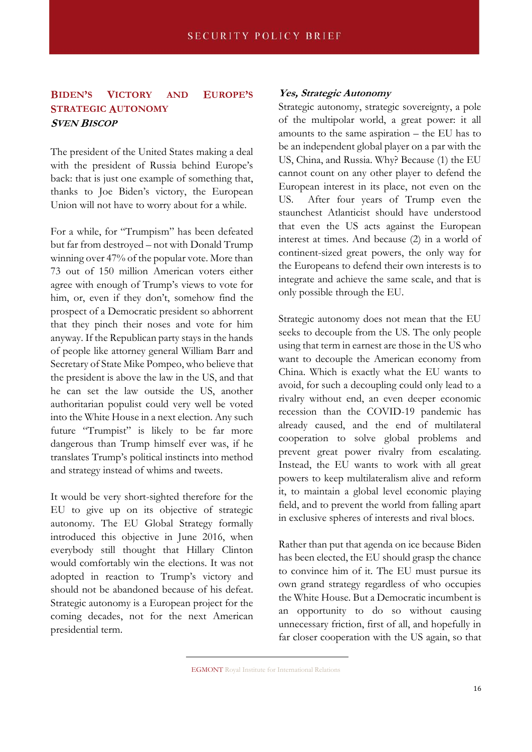## BIDEN'S VICTORY AND EUROPE'S STRATEGIC AUTONOMY

***SVEN BISCOP***

The president of the United States making a deal with the president of Russia behind Europe's back: that is just one example of something that, thanks to Joe Biden's victory, the European Union will not have to worry about for a while.

For a while, for "Trumpism" has been defeated but far from destroyed – not with Donald Trump winning over 47% of the popular vote. More than 73 out of 150 million American voters either agree with enough of Trump's views to vote for him, or, even if they don't, somehow find the prospect of a Democratic president so abhorrent that they pinch their noses and vote for him anyway. If the Republican party stays in the hands of people like attorney general William Barr and Secretary of State Mike Pompeo, who believe that the president is above the law in the US, and that he can set the law outside the US, another authoritarian populist could very well be voted into the White House in a next election. Any such future "Trumpist" is likely to be far more dangerous than Trump himself ever was, if he translates Trump's political instincts into method and strategy instead of whims and tweets.

It would be very short-sighted therefore for the EU to give up on its objective of strategic autonomy. The EU Global Strategy formally introduced this objective in June 2016, when everybody still thought that Hillary Clinton would comfortably win the elections. It was not adopted in reaction to Trump's victory and should not be abandoned because of his defeat. Strategic autonomy is a European project for the coming decades, not for the next American presidential term.

### *Yes, Strategic Autonomy*

Strategic autonomy, strategic sovereignty, a pole of the multipolar world, a great power: it all amounts to the same aspiration – the EU has to be an independent global player on a par with the US, China, and Russia. Why? Because (1) the EU cannot count on any other player to defend the European interest in its place, not even on the US. After four years of Trump even the staunchest Atlanticist should have understood that even the US acts against the European interest at times. And because (2) in a world of continent-sized great powers, the only way for the Europeans to defend their own interests is to integrate and achieve the same scale, and that is only possible through the EU.

Strategic autonomy does not mean that the EU seeks to decouple from the US. The only people using that term in earnest are those in the US who want to decouple the American economy from China. Which is exactly what the EU wants to avoid, for such a decoupling could only lead to a rivalry without end, an even deeper economic recession than the COVID-19 pandemic has already caused, and the end of multilateral cooperation to solve global problems and prevent great power rivalry from escalating. Instead, the EU wants to work with all great powers to keep multilateralism alive and reform it, to maintain a global level economic playing field, and to prevent the world from falling apart in exclusive spheres of interests and rival blocs.

Rather than put that agenda on ice because Biden has been elected, the EU should grasp the chance to convince him of it. The EU must pursue its own grand strategy regardless of who occupies the White House. But a Democratic incumbent is an opportunity to do so without causing unnecessary friction, first of all, and hopefully in far closer cooperation with the US again, so that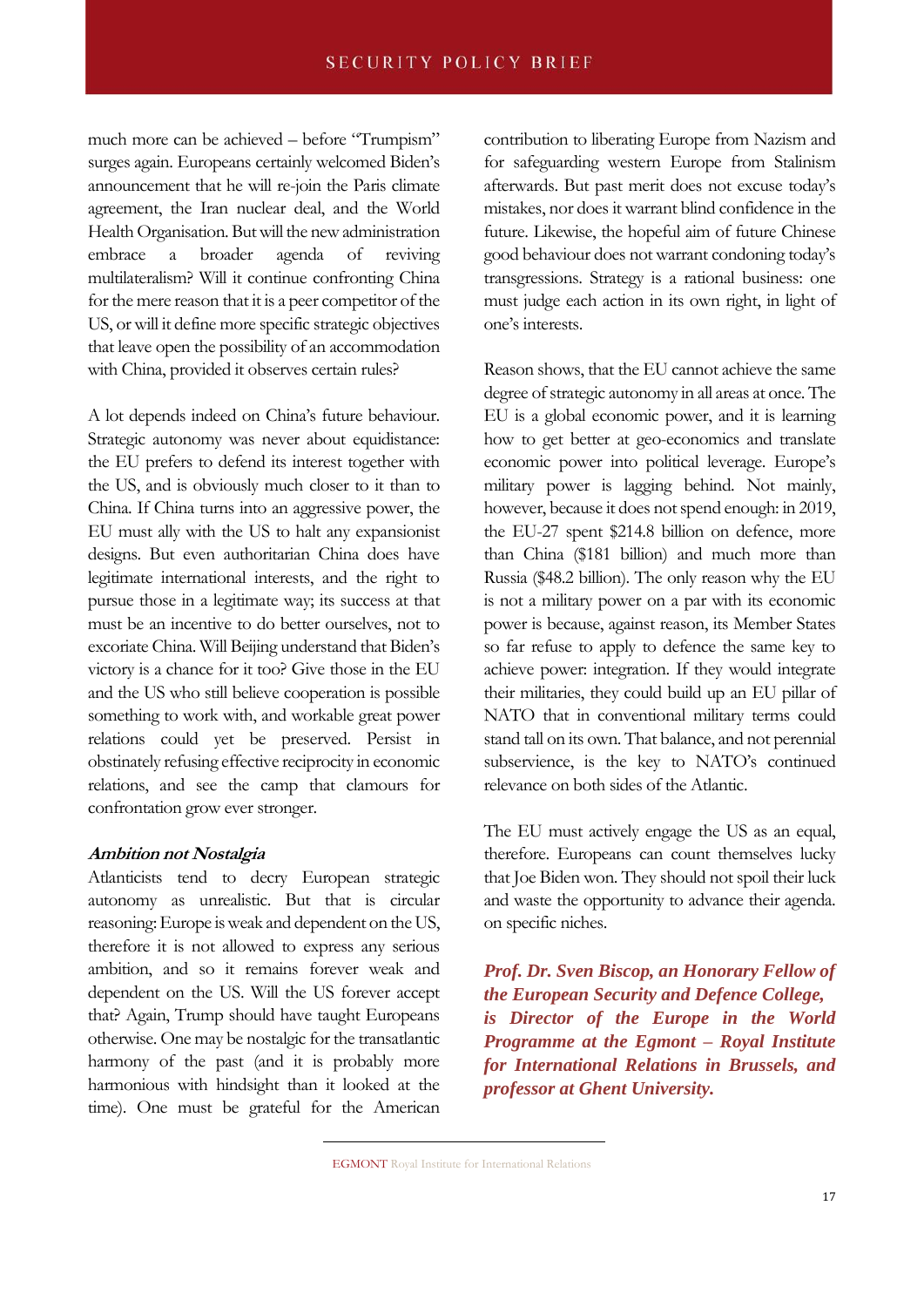much more can be achieved – before "Trumpism" surges again. Europeans certainly welcomed Biden's announcement that he will re-join the Paris climate agreement, the Iran nuclear deal, and the World Health Organisation. But will the new administration embrace a broader agenda of reviving multilateralism? Will it continue confronting China for the mere reason that it is a peer competitor of the US, or will it define more specific strategic objectives that leave open the possibility of an accommodation with China, provided it observes certain rules?

A lot depends indeed on China's future behaviour. Strategic autonomy was never about equidistance: the EU prefers to defend its interest together with the US, and is obviously much closer to it than to China. If China turns into an aggressive power, the EU must ally with the US to halt any expansionist designs. But even authoritarian China does have legitimate international interests, and the right to pursue those in a legitimate way; its success at that must be an incentive to do better ourselves, not to excoriate China. Will Beijing understand that Biden's victory is a chance for it too? Give those in the EU and the US who still believe cooperation is possible something to work with, and workable great power relations could yet be preserved. Persist in obstinately refusing effective reciprocity in economic relations, and see the camp that clamours for confrontation grow ever stronger.

### *Ambition not Nostalgia*

Atlanticists tend to decry European strategic autonomy as unrealistic. But that is circular reasoning: Europe is weak and dependent on the US, therefore it is not allowed to express any serious ambition, and so it remains forever weak and dependent on the US. Will the US forever accept that? Again, Trump should have taught Europeans otherwise. One may be nostalgic for the transatlantic harmony of the past (and it is probably more harmonious with hindsight than it looked at the time). One must be grateful for the American contribution to liberating Europe from Nazism and for safeguarding western Europe from Stalinism afterwards. But past merit does not excuse today's mistakes, nor does it warrant blind confidence in the future. Likewise, the hopeful aim of future Chinese good behaviour does not warrant condoning today's transgressions. Strategy is a rational business: one must judge each action in its own right, in light of one's interests.

Reason shows, that the EU cannot achieve the same degree of strategic autonomy in all areas at once. The EU is a global economic power, and it is learning how to get better at geo-economics and translate economic power into political leverage. Europe's military power is lagging behind. Not mainly, however, because it does not spend enough: in 2019, the EU-27 spent \$214.8 billion on defence, more than China (\$181 billion) and much more than Russia (\$48.2 billion). The only reason why the EU is not a military power on a par with its economic power is because, against reason, its Member States so far refuse to apply to defence the same key to achieve power: integration. If they would integrate their militaries, they could build up an EU pillar of NATO that in conventional military terms could stand tall on its own. That balance, and not perennial subservience, is the key to NATO's continued relevance on both sides of the Atlantic.

The EU must actively engage the US as an equal, therefore. Europeans can count themselves lucky that Joe Biden won. They should not spoil their luck and waste the opportunity to advance their agenda. on specific niches.

***Prof. Dr. Sven Biscop, an Honorary Fellow of the European Security and Defence College, is Director of the Europe in the World Programme at the Egmont – Royal Institute for International Relations in Brussels, and professor at Ghent University.***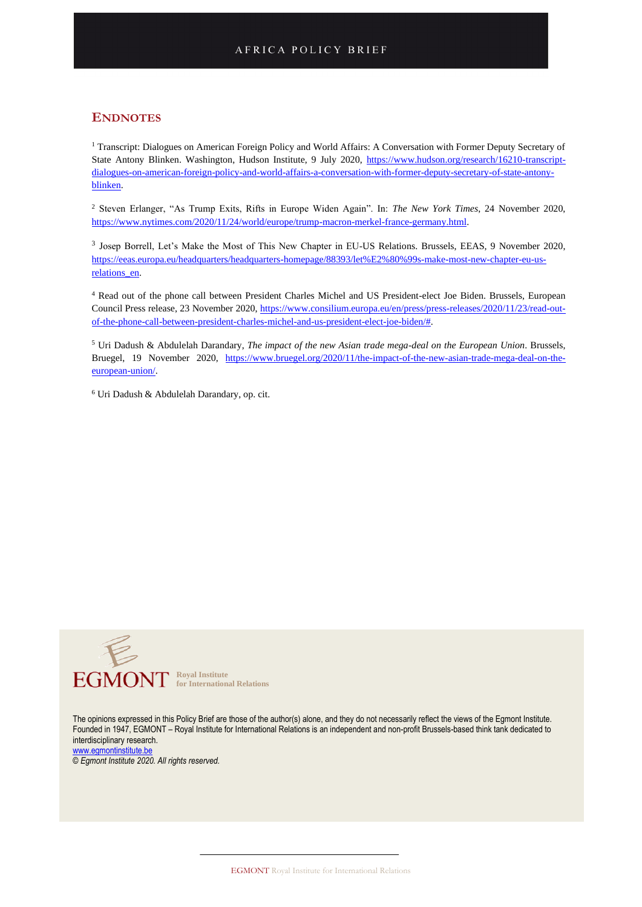## ENDNOTES

[1] Transcript: Dialogues on American Foreign Policy and World Affairs: A Conversation with Former Deputy Secretary of State Antony Blinken. Washington, Hudson Institute, 9 July 2020, https://www.hudson.org/research/16210-transcript-dialogues-on-american-foreign-policy-and-world-affairs-a-conversation-with-former-deputy-secretary-of-state-antony-blinken.

[2] Steven Erlanger, "As Trump Exits, Rifts in Europe Widen Again". In: *The New York Times*, 24 November 2020, https://www.nytimes.com/2020/11/24/world/europe/trump-macron-merkel-france-germany.html.

[3] Josep Borrell, Let's Make the Most of This New Chapter in EU-US Relations. Brussels, EEAS, 9 November 2020, https://eeas.europa.eu/headquarters/headquarters-homepage/88393/let%E2%80%99s-make-most-new-chapter-eu-us-relations_en.

[4] Read out of the phone call between President Charles Michel and US President-elect Joe Biden. Brussels, European Council Press release, 23 November 2020, https://www.consilium.europa.eu/en/press/press-releases/2020/11/23/read-out-of-the-phone-call-between-president-charles-michel-and-us-president-elect-joe-biden/#.

[5] Uri Dadush & Abdulelah Darandary, *The impact of the new Asian trade mega-deal on the European Union*. Brussels, Bruegel, 19 November 2020, https://www.bruegel.org/2020/11/the-impact-of-the-new-asian-trade-mega-deal-on-the-european-union/.

[6] Uri Dadush & Abdulelah Darandary, op. cit.

EGMONT Royal Institute for International Relations

The opinions expressed in this Policy Brief are those of the author(s) alone, and they do not necessarily reflect the views of the Egmont Institute. Founded in 1947, EGMONT – Royal Institute for International Relations is an independent and non-profit Brussels-based think tank dedicated to interdisciplinary research.
www.egmontinstitute.be
*© Egmont Institute 2020. All rights reserved.*